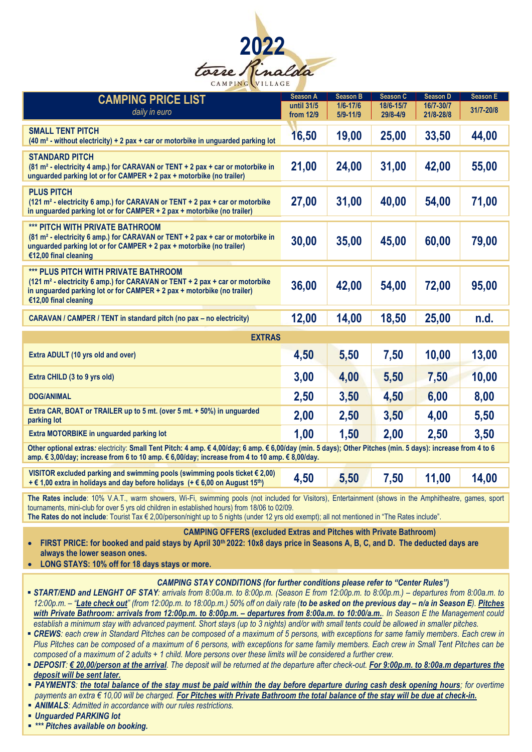# 2022

torre Rinalda

CAMPING VILLAGE

| CAMPING PRICE LIST *daily in euro* | Season A until 31/5 from 12/9 | Season B 1/6-17/6 5/9-11/9 | Season C 18/6-15/7 29/8-4/9 | Season D 16/7-30/7 21/8-28/8 | Season E 31/7-20/8 |
|---|---|---|---|---|---|
| **SMALL TENT PITCH** (40 m² - without electricity) + 2 pax + car or motorbike in unguarded parking lot | 16,50 | 19,00 | 25,00 | 33,50 | 44,00 |
| **STANDARD PITCH** (81 m² - electricity 4 amp.) for CARAVAN or TENT + 2 pax + car or motorbike in unguarded parking lot or for CAMPER + 2 pax + motorbike (no trailer) | 21,00 | 24,00 | 31,00 | 42,00 | 55,00 |
| **PLUS PITCH** (121 m² - electricity 6 amp.) for CARAVAN or TENT + 2 pax + car or motorbike in unguarded parking lot or for CAMPER + 2 pax + motorbike (no trailer) | 27,00 | 31,00 | 40,00 | 54,00 | 71,00 |
| **\*\*\* PITCH WITH PRIVATE BATHROOM** (81 m² - electricity 6 amp.) for CARAVAN or TENT + 2 pax + car or motorbike in unguarded parking lot or for CAMPER + 2 pax + motorbike (no trailer) €12,00 final cleaning | 30,00 | 35,00 | 45,00 | 60,00 | 79,00 |
| **\*\*\* PLUS PITCH WITH PRIVATE BATHROOM** (121 m² - electricity 6 amp.) for CARAVAN or TENT + 2 pax + car or motorbike in unguarded parking lot or for CAMPER + 2 pax + motorbike (no trailer) €12,00 final cleaning | 36,00 | 42,00 | 54,00 | 72,00 | 95,00 |
| **CARAVAN / CAMPER / TENT in standard pitch (no pax – no electricity)** | 12,00 | 14,00 | 18,50 | 25,00 | n.d. |
| **EXTRAS** | | | | | |
| Extra ADULT (10 yrs old and over) | 4,50 | 5,50 | 7,50 | 10,00 | 13,00 |
| Extra CHILD (3 to 9 yrs old) | 3,00 | 4,00 | 5,50 | 7,50 | 10,00 |
| DOG/ANIMAL | 2,50 | 3,50 | 4,50 | 6,00 | 8,00 |
| Extra CAR, BOAT or TRAILER up to 5 mt. (over 5 mt. + 50%) in unguarded parking lot | 2,00 | 2,50 | 3,50 | 4,00 | 5,50 |
| Extra MOTORBIKE in unguarded parking lot | 1,00 | 1,50 | 2,00 | 2,50 | 3,50 |

**Other optional extras:** electricity: **Small Tent Pitch: 4 amp. € 4,00/day; 6 amp. € 6,00/day (min. 5 days); Other Pitches (min. 5 days): increase from 4 to 6 amp. € 3,00/day; increase from 6 to 10 amp. € 6,00/day; increase from 4 to 10 amp. € 8,00/day.**

| | Season A | Season B | Season C | Season D | Season E |
|---|---|---|---|---|---|
| VISITOR excluded parking and swimming pools (swimming pools ticket € 2,00) + € 1,00 extra in holidays and day before holidays (+ € 6,00 on August 15th) | 4,50 | 5,50 | 7,50 | 11,00 | 14,00 |

**The Rates include**: 10% V.A.T., warm showers, Wi-Fi, swimming pools (not included for Visitors), Entertainment (shows in the Amphitheatre, games, sport tournaments, mini-club for over 5 yrs old children in established hours) from 18/06 to 02/09.
**The Rates do not include**: Tourist Tax € 2,00/person/night up to 5 nights (under 12 yrs old exempt); all not mentioned in "The Rates include".

**CAMPING OFFERS (excluded Extras and Pitches with Private Bathroom)**

- **FIRST PRICE: for booked and paid stays by April 30th 2022: 10x8 days price in Seasons A, B, C, and D. The deducted days are always the lower season ones.**
- **LONG STAYS: 10% off for 18 days stays or more.**

***CAMPING STAY CONDITIONS (for further conditions please refer to "Center Rules")***

- ***START/END and LENGHT OF STAY**: arrivals from 8:00a.m. to 8:00p.m. (Season E from 12:00p.m. to 8:00p.m.) – departures from 8:00a.m. to 12:00p.m. – "**Late check out**" (from 12:00p.m. to 18:00p.m.) 50% off on daily rate (**to be asked on the previous day – n/a in Season E**). **Pitches with Private Bathroom: arrivals from 12:00p.m. to 8:00p.m. – departures from 8:00a.m. to 10:00/a.m.**. In Season E the Management could establish a minimum stay with advanced payment. Short stays (up to 3 nights) and/or with small tents could be allowed in smaller pitches.*
- ***CREWS**: each crew in Standard Pitches can be composed of a maximum of 5 persons, with exceptions for same family members. Each crew in Plus Pitches can be composed of a maximum of 6 persons, with exceptions for same family members. Each crew in Small Tent Pitches can be composed of a maximum of 2 adults + 1 child. More persons over these limits will be considered a further crew.*
- ***DEPOSIT**: **€ 20,00/person at the arrival**. The deposit will be returned at the departure after check-out. **For 9:00p.m. to 8:00a.m departures the deposit will be sent later.***
- ***PAYMENTS**: **the total balance of the stay must be paid within the day before departure during cash desk opening hours**; for overtime payments an extra € 10,00 will be charged. **For Pitches with Private Bathroom the total balance of the stay will be due at check-in.***
- ***ANIMALS**: Admitted in accordance with our rules restrictions.*
- ***Unguarded PARKING lot***
- ***\*\*\* Pitches available on booking.***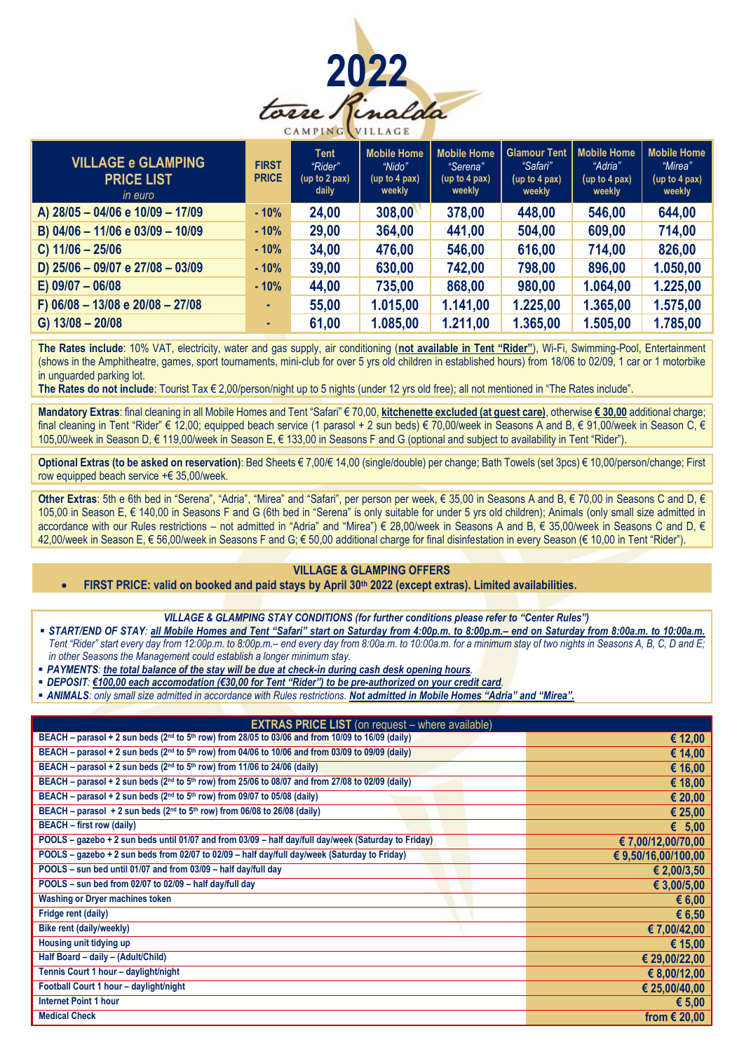# 2022

torre Rinalda CAMPING VILLAGE

| VILLAGE e GLAMPING PRICE LIST *in euro* | FIRST PRICE | Tent *"Rider"* (up to 2 pax) daily | Mobile Home *"Nido"* (up to 4 pax) weekly | Mobile Home *"Serena"* (up to 4 pax) weekly | Glamour Tent *"Safari"* (up to 4 pax) weekly | Mobile Home *"Adria"* (up to 4 pax) weekly | Mobile Home *"Mirea"* (up to 4 pax) weekly |
|---|---|---|---|---|---|---|---|
| A) 28/05 – 04/06 e 10/09 – 17/09 | - 10% | 24,00 | 308,00 | 378,00 | 448,00 | 546,00 | 644,00 |
| B) 04/06 – 11/06 e 03/09 – 10/09 | - 10% | 29,00 | 364,00 | 441,00 | 504,00 | 609,00 | 714,00 |
| C) 11/06 – 25/06 | - 10% | 34,00 | 476,00 | 546,00 | 616,00 | 714,00 | 826,00 |
| D) 25/06 – 09/07 e 27/08 – 03/09 | - 10% | 39,00 | 630,00 | 742,00 | 798,00 | 896,00 | 1.050,00 |
| E) 09/07 – 06/08 | - 10% | 44,00 | 735,00 | 868,00 | 980,00 | 1.064,00 | 1.225,00 |
| F) 06/08 – 13/08 e 20/08 – 27/08 | - | 55,00 | 1.015,00 | 1.141,00 | 1.225,00 | 1.365,00 | 1.575,00 |
| G) 13/08 – 20/08 | - | 61,00 | 1.085,00 | 1.211,00 | 1.365,00 | 1.505,00 | 1.785,00 |

**The Rates include**: 10% VAT, electricity, water and gas supply, air conditioning (**not available in Tent "Rider"**), Wi-Fi, Swimming-Pool, Entertainment (shows in the Amphitheatre, games, sport tournaments, mini-club for over 5 yrs old children in established hours) from 18/06 to 02/09, 1 car or 1 motorbike in unguarded parking lot.
**The Rates do not include**: Tourist Tax € 2,00/person/night up to 5 nights (under 12 yrs old free); all not mentioned in "The Rates include".

**Mandatory Extras**: final cleaning in all Mobile Homes and Tent "Safari" € 70,00, **kitchenette excluded (at guest care)**, otherwise **€ 30,00** additional charge; final cleaning in Tent "Rider" € 12,00; equipped beach service (1 parasol + 2 sun beds) € 70,00/week in Seasons A and B, € 91,00/week in Season C, € 105,00/week in Season D, € 119,00/week in Season E, € 133,00 in Seasons F and G (optional and subject to availability in Tent "Rider").

**Optional Extras (to be asked on reservation)**: Bed Sheets € 7,00/€ 14,00 (single/double) per change; Bath Towels (set 3pcs) € 10,00/person/change; First row equipped beach service +€ 35,00/week.

**Other Extras**: 5th e 6th bed in "Serena", "Adria", "Mirea" and "Safari", per person per week, € 35,00 in Seasons A and B, € 70,00 in Seasons C and D, € 105,00 in Season E, € 140,00 in Seasons F and G (6th bed in "Serena" is only suitable for under 5 yrs old children); Animals (only small size admitted in accordance with our Rules restrictions – not admitted in "Adria" and "Mirea") € 28,00/week in Seasons A and B, € 35,00/week in Seasons C and D, € 42,00/week in Season E, € 56,00/week in Seasons F and G; € 50,00 additional charge for final disinfestation in every Season (€ 10,00 in Tent "Rider").

**VILLAGE & GLAMPING OFFERS**

- **FIRST PRICE: valid on booked and paid stays by April 30th 2022 (except extras). Limited availabilities.**

***VILLAGE & GLAMPING STAY CONDITIONS (for further conditions please refer to "Center Rules")***

- ***START/END OF STAY**: all Mobile Homes and Tent "Safari" start on Saturday from 4:00p.m. to 8:00p.m.– end on Saturday from 8:00a.m. to 10:00a.m.* *Tent "Rider" start every day from 12:00p.m. to 8:00p.m.– end every day from 8:00a.m. to 10:00a.m. for a minimum stay of two nights in Seasons A, B, C, D and E; in other Seasons the Management could establish a longer minimum stay.*
- ***PAYMENTS**: the total balance of the stay will be due at check-in during cash desk opening hours.*
- ***DEPOSIT**: €100,00 each accomodation (€30,00 for Tent "Rider") to be pre-authorized on your credit card.*
- ***ANIMALS**: only small size admitted in accordance with Rules restrictions.* ***Not admitted in Mobile Homes "Adria" and "Mirea".***

| EXTRAS PRICE LIST (on request – where available) | |
|---|---|
| BEACH – parasol + 2 sun beds (2nd to 5th row) from 28/05 to 03/06 and from 10/09 to 16/09 (daily) | € 12,00 |
| BEACH – parasol + 2 sun beds (2nd to 5th row) from 04/06 to 10/06 and from 03/09 to 09/09 (daily) | € 14,00 |
| BEACH – parasol + 2 sun beds (2nd to 5th row) from 11/06 to 24/06 (daily) | € 16,00 |
| BEACH – parasol + 2 sun beds (2nd to 5th row) from 25/06 to 08/07 and from 27/08 to 02/09 (daily) | € 18,00 |
| BEACH – parasol + 2 sun beds (2nd to 5th row) from 09/07 to 05/08 (daily) | € 20,00 |
| BEACH – parasol + 2 sun beds (2nd to 5th row) from 06/08 to 26/08 (daily) | € 25,00 |
| BEACH – first row (daily) | € 5,00 |
| POOLS – gazebo + 2 sun beds until 01/07 and from 03/09 – half day/full day/week (Saturday to Friday) | € 7,00/12,00/70,00 |
| POOLS – gazebo + 2 sun beds from 02/07 to 02/09 – half day/full day/week (Saturday to Friday) | € 9,50/16,00/100,00 |
| POOLS – sun bed until 01/07 and from 03/09 – half day/full day | € 2,00/3,50 |
| POOLS – sun bed from 02/07 to 02/09 – half day/full day | € 3,00/5,00 |
| Washing or Dryer machines token | € 6,00 |
| Fridge rent (daily) | € 6,50 |
| Bike rent (daily/weekly) | € 7,00/42,00 |
| Housing unit tidying up | € 15,00 |
| Half Board – daily – (Adult/Child) | € 29,00/22,00 |
| Tennis Court 1 hour – daylight/night | € 8,00/12,00 |
| Football Court 1 hour – daylight/night | € 25,00/40,00 |
| Internet Point 1 hour | € 5,00 |
| Medical Check | from € 20,00 |